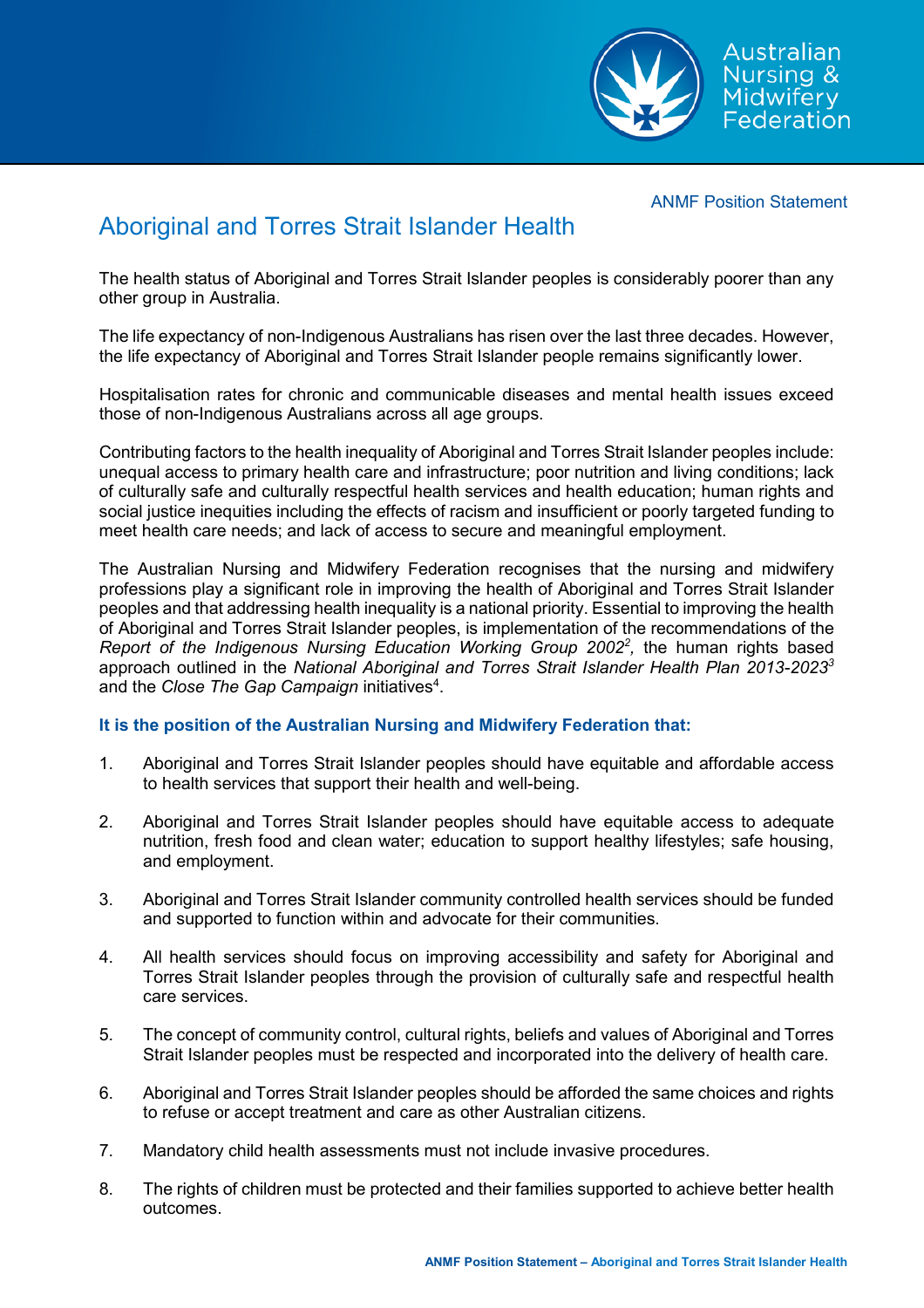Australian Nursing & Midwifery Federation

ANMF Position Statement

# Aboriginal and Torres Strait Islander Health

The health status of Aboriginal and Torres Strait Islander peoples is considerably poorer than any other group in Australia.

The life expectancy of non-Indigenous Australians has risen over the last three decades. However, the life expectancy of Aboriginal and Torres Strait Islander people remains significantly lower.

Hospitalisation rates for chronic and communicable diseases and mental health issues exceed those of non-Indigenous Australians across all age groups.

Contributing factors to the health inequality of Aboriginal and Torres Strait Islander peoples include: unequal access to primary health care and infrastructure; poor nutrition and living conditions; lack of culturally safe and culturally respectful health services and health education; human rights and social justice inequities including the effects of racism and insufficient or poorly targeted funding to meet health care needs; and lack of access to secure and meaningful employment.

The Australian Nursing and Midwifery Federation recognises that the nursing and midwifery professions play a significant role in improving the health of Aboriginal and Torres Strait Islander peoples and that addressing health inequality is a national priority. Essential to improving the health of Aboriginal and Torres Strait Islander peoples, is implementation of the recommendations of the *Report of the Indigenous Nursing Education Working Group 2002*[2]*,* the human rights based approach outlined in the *National Aboriginal and Torres Strait Islander Health Plan 2013-2023*[3] and the *Close The Gap Campaign* initiatives[4].

**It is the position of the Australian Nursing and Midwifery Federation that:**

1. Aboriginal and Torres Strait Islander peoples should have equitable and affordable access to health services that support their health and well-being.

2. Aboriginal and Torres Strait Islander peoples should have equitable access to adequate nutrition, fresh food and clean water; education to support healthy lifestyles; safe housing, and employment.

3. Aboriginal and Torres Strait Islander community controlled health services should be funded and supported to function within and advocate for their communities.

4. All health services should focus on improving accessibility and safety for Aboriginal and Torres Strait Islander peoples through the provision of culturally safe and respectful health care services.

5. The concept of community control, cultural rights, beliefs and values of Aboriginal and Torres Strait Islander peoples must be respected and incorporated into the delivery of health care.

6. Aboriginal and Torres Strait Islander peoples should be afforded the same choices and rights to refuse or accept treatment and care as other Australian citizens.

7. Mandatory child health assessments must not include invasive procedures.

8. The rights of children must be protected and their families supported to achieve better health outcomes.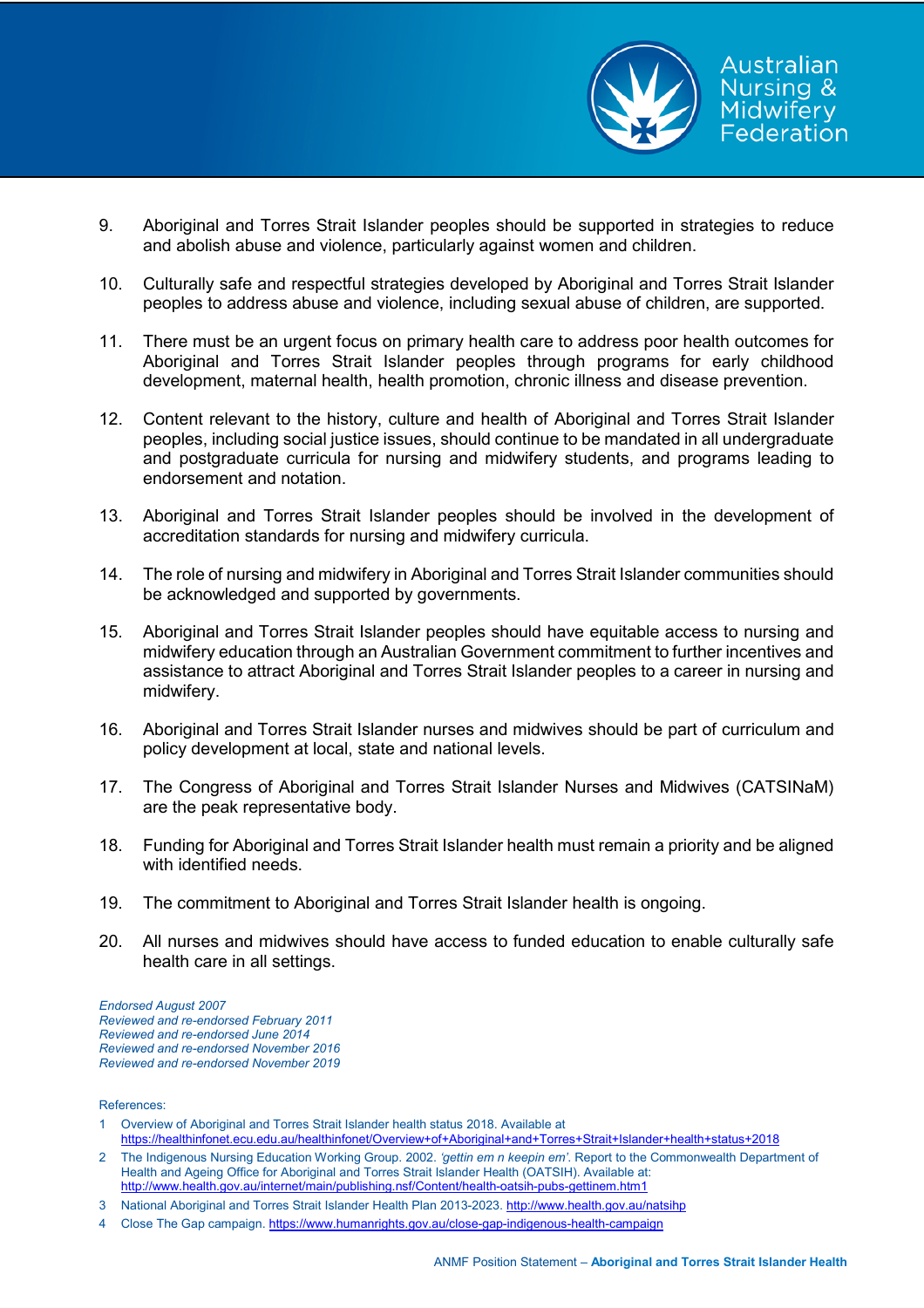9. Aboriginal and Torres Strait Islander peoples should be supported in strategies to reduce and abolish abuse and violence, particularly against women and children.

10. Culturally safe and respectful strategies developed by Aboriginal and Torres Strait Islander peoples to address abuse and violence, including sexual abuse of children, are supported.

11. There must be an urgent focus on primary health care to address poor health outcomes for Aboriginal and Torres Strait Islander peoples through programs for early childhood development, maternal health, health promotion, chronic illness and disease prevention.

12. Content relevant to the history, culture and health of Aboriginal and Torres Strait Islander peoples, including social justice issues, should continue to be mandated in all undergraduate and postgraduate curricula for nursing and midwifery students, and programs leading to endorsement and notation.

13. Aboriginal and Torres Strait Islander peoples should be involved in the development of accreditation standards for nursing and midwifery curricula.

14. The role of nursing and midwifery in Aboriginal and Torres Strait Islander communities should be acknowledged and supported by governments.

15. Aboriginal and Torres Strait Islander peoples should have equitable access to nursing and midwifery education through an Australian Government commitment to further incentives and assistance to attract Aboriginal and Torres Strait Islander peoples to a career in nursing and midwifery.

16. Aboriginal and Torres Strait Islander nurses and midwives should be part of curriculum and policy development at local, state and national levels.

17. The Congress of Aboriginal and Torres Strait Islander Nurses and Midwives (CATSINaM) are the peak representative body.

18. Funding for Aboriginal and Torres Strait Islander health must remain a priority and be aligned with identified needs.

19. The commitment to Aboriginal and Torres Strait Islander health is ongoing.

20. All nurses and midwives should have access to funded education to enable culturally safe health care in all settings.

*Endorsed August 2007*
*Reviewed and re-endorsed February 2011*
*Reviewed and re-endorsed June 2014*
*Reviewed and re-endorsed November 2016*
*Reviewed and re-endorsed November 2019*

References:

1. Overview of Aboriginal and Torres Strait Islander health status 2018. Available at https://healthinfonet.ecu.edu.au/healthinfonet/Overview+of+Aboriginal+and+Torres+Strait+Islander+health+status+2018
2. The Indigenous Nursing Education Working Group. 2002. *'gettin em n keepin em'*. Report to the Commonwealth Department of Health and Ageing Office for Aboriginal and Torres Strait Islander Health (OATSIH). Available at: http://www.health.gov.au/internet/main/publishing.nsf/Content/health-oatsih-pubs-gettinem.htm1
3. National Aboriginal and Torres Strait Islander Health Plan 2013-2023. http://www.health.gov.au/natsihp
4. Close The Gap campaign. https://www.humanrights.gov.au/close-gap-indigenous-health-campaign